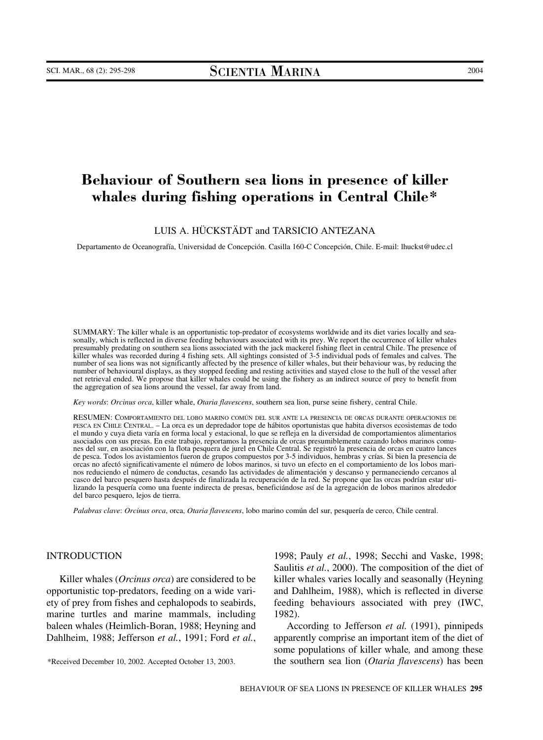# Behaviour of Southern sea lions in presence of killer whales during fishing operations in Central Chile*

LUIS A. HÜCKSTÄDT and TARSICIO ANTEZANA

Departamento de Oceanografía, Universidad de Concepción. Casilla 160-C Concepción, Chile. E-mail: lhuckst@udec.cl

SUMMARY: The killer whale is an opportunistic top-predator of ecosystems worldwide and its diet varies locally and seasonally, which is reflected in diverse feeding behaviours associated with its prey. We report the occurrence of killer whales presumably predating on southern sea lions associated with the jack mackerel fishing fleet in central Chile. The presence of killer whales was recorded during 4 fishing sets. All sightings consisted of 3-5 individual pods of females and calves. The number of sea lions was not significantly affected by the presence of killer whales, but their behaviour was, by reducing the number of behavioural displays, as they stopped feeding and resting activities and stayed close to the hull of the vessel after net retrieval ended. We propose that killer whales could be using the fishery as an indirect source of prey to benefit from the aggregation of sea lions around the vessel, far away from land.

*Key words*: *Orcinus orca*, killer whale, *Otaria flavescens*, southern sea lion, purse seine fishery, central Chile.

RESUMEN: COMPORTAMIENTO DEL LOBO MARINO COMÚN DEL SUR ANTE LA PRESENCIA DE ORCAS DURANTE OPERACIONES DE PESCA EN CHILE CENTRAL. – La orca es un depredador tope de hábitos oportunistas que habita diversos ecosistemas de todo el mundo y cuya dieta varía en forma local y estacional, lo que se refleja en la diversidad de comportamientos alimentarios asociados con sus presas. En este trabajo, reportamos la presencia de orcas presumiblemente cazando lobos marinos comunes del sur, en asociación con la flota pesquera de jurel en Chile Central. Se registró la presencia de orcas en cuatro lances de pesca. Todos los avistamientos fueron de grupos compuestos por 3-5 individuos, hembras y crías. Si bien la presencia de orcas no afectó significativamente el número de lobos marinos, si tuvo un efecto en el comportamiento de los lobos marinos reduciendo el número de conductas, cesando las actividades de alimentación y descanso y permaneciendo cercanos al casco del barco pesquero hasta después de finalizada la recuperación de la red. Se propone que las orcas podrían estar utilizando la pesquería como una fuente indirecta de presas, beneficiándose así de la agregación de lobos marinos alrededor del barco pesquero, lejos de tierra.

*Palabras clave*: *Orcinus orca*, orca, *Otaria flavescens*, lobo marino común del sur, pesquería de cerco, Chile central.

## INTRODUCTION

Killer whales (*Orcinus orca*) are considered to be opportunistic top-predators, feeding on a wide variety of prey from fishes and cephalopods to seabirds, marine turtles and marine mammals, including baleen whales (Heimlich-Boran, 1988; Heyning and Dahlheim, 1988; Jefferson *et al.*, 1991; Ford *et al.*, 1998; Pauly *et al.*, 1998; Secchi and Vaske, 1998; Saulitis *et al.*, 2000). The composition of the diet of killer whales varies locally and seasonally (Heyning and Dahlheim, 1988), which is reflected in diverse feeding behaviours associated with prey (IWC, 1982).

According to Jefferson *et al.* (1991), pinnipeds apparently comprise an important item of the diet of some populations of killer whale*,* and among these the southern sea lion (*Otaria flavescens*) has been

*Received December 10, 2002. Accepted October 13, 2003.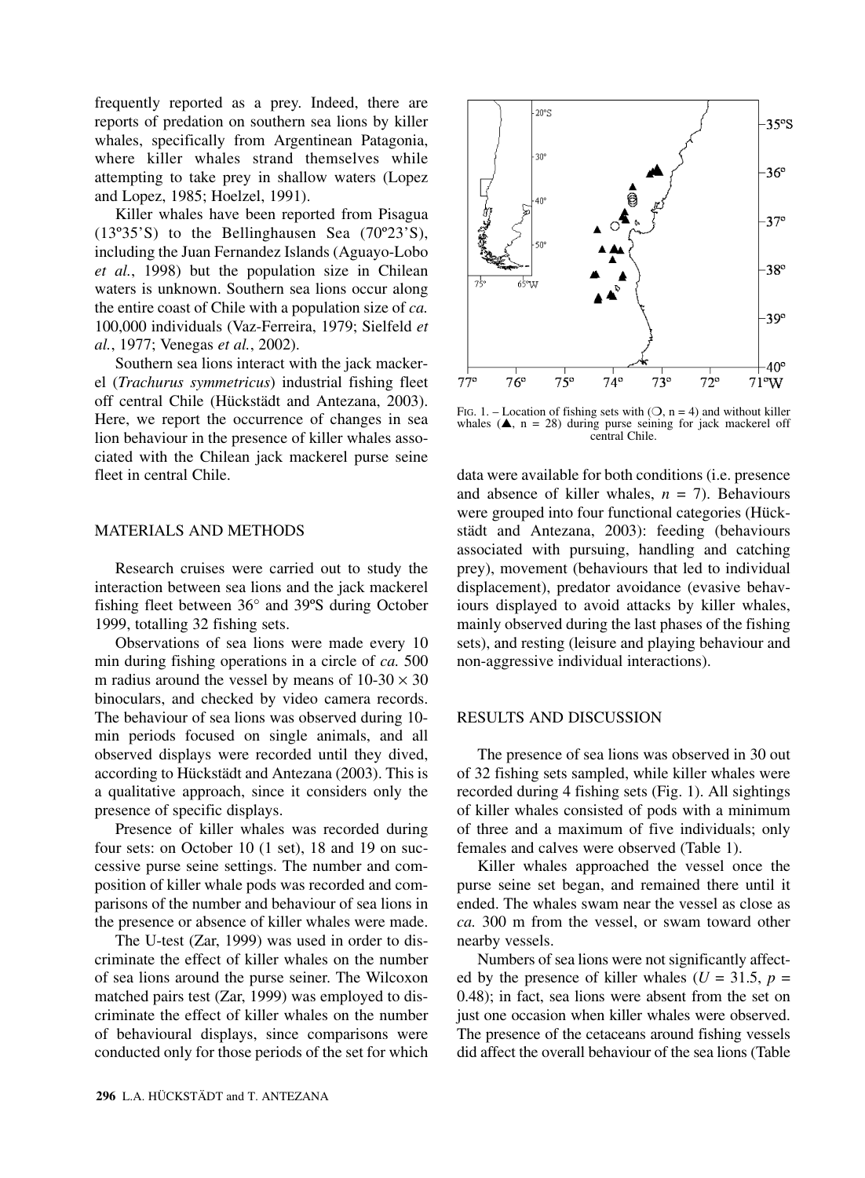frequently reported as a prey. Indeed, there are reports of predation on southern sea lions by killer whales, specifically from Argentinean Patagonia, where killer whales strand themselves while attempting to take prey in shallow waters (Lopez and Lopez, 1985; Hoelzel, 1991).

Killer whales have been reported from Pisagua (13º35'S) to the Bellinghausen Sea (70º23'S), including the Juan Fernandez Islands (Aguayo-Lobo *et al.*, 1998) but the population size in Chilean waters is unknown. Southern sea lions occur along the entire coast of Chile with a population size of *ca.* 100,000 individuals (Vaz-Ferreira, 1979; Sielfeld *et al.*, 1977; Venegas *et al.*, 2002).

Southern sea lions interact with the jack mackerel (*Trachurus symmetricus*) industrial fishing fleet off central Chile (Hückstädt and Antezana, 2003). Here, we report the occurrence of changes in sea lion behaviour in the presence of killer whales associated with the Chilean jack mackerel purse seine fleet in central Chile.

## MATERIALS AND METHODS

Research cruises were carried out to study the interaction between sea lions and the jack mackerel fishing fleet between 36° and 39ºS during October 1999, totalling 32 fishing sets.

Observations of sea lions were made every 10 min during fishing operations in a circle of *ca.* 500 m radius around the vessel by means of 10-30 × 30 binoculars, and checked by video camera records. The behaviour of sea lions was observed during 10-min periods focused on single animals, and all observed displays were recorded until they dived, according to Hückstädt and Antezana (2003). This is a qualitative approach, since it considers only the presence of specific displays.

Presence of killer whales was recorded during four sets: on October 10 (1 set), 18 and 19 on successive purse seine settings. The number and composition of killer whale pods was recorded and comparisons of the number and behaviour of sea lions in the presence or absence of killer whales were made.

The U-test (Zar, 1999) was used in order to discriminate the effect of killer whales on the number of sea lions around the purse seiner. The Wilcoxon matched pairs test (Zar, 1999) was employed to discriminate the effect of killer whales on the number of behavioural displays, since comparisons were conducted only for those periods of the set for which data were available for both conditions (i.e. presence and absence of killer whales, $n = 7$). Behaviours were grouped into four functional categories (Hückstädt and Antezana, 2003): feeding (behaviours associated with pursuing, handling and catching prey), movement (behaviours that led to individual displacement), predator avoidance (evasive behaviours displayed to avoid attacks by killer whales, mainly observed during the last phases of the fishing sets), and resting (leisure and playing behaviour and non-aggressive individual interactions).

FIG. 1. – Location of fishing sets with (○, n = 4) and without killer whales (▲, n = 28) during purse seining for jack mackerel off central Chile.

## RESULTS AND DISCUSSION

The presence of sea lions was observed in 30 out of 32 fishing sets sampled, while killer whales were recorded during 4 fishing sets (Fig. 1). All sightings of killer whales consisted of pods with a minimum of three and a maximum of five individuals; only females and calves were observed (Table 1).

Killer whales approached the vessel once the purse seine set began, and remained there until it ended. The whales swam near the vessel as close as *ca.* 300 m from the vessel, or swam toward other nearby vessels.

Numbers of sea lions were not significantly affected by the presence of killer whales ($U = 31.5$, $p = 0.48$); in fact, sea lions were absent from the set on just one occasion when killer whales were observed. The presence of the cetaceans around fishing vessels did affect the overall behaviour of the sea lions (Table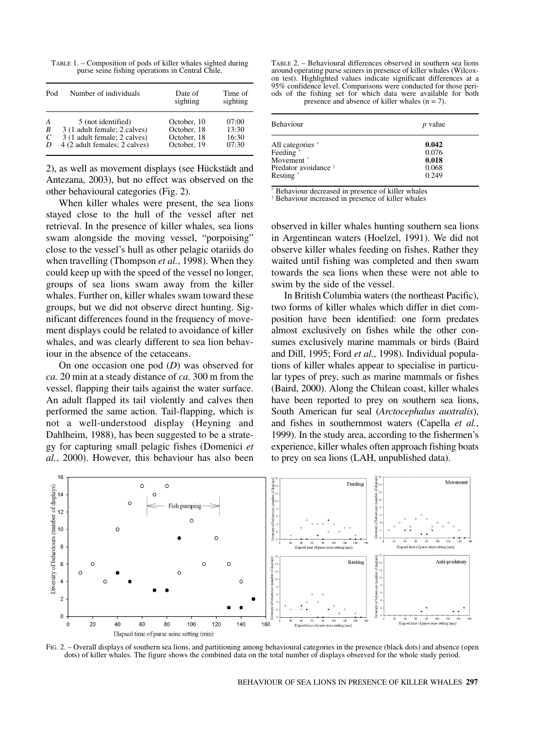TABLE 1. – Composition of pods of killer whales sighted during purse seine fishing operations in Central Chile.

| Pod | Number of individuals | Date of sighting | Time of sighting |
|---|---|---|---|
| *A* | 5 (not identified) | October, 10 | 07:00 |
| *B* | 3 (1 adult female; 2 calves) | October, 18 | 13:30 |
| *C* | 3 (1 adult female; 2 calves) | October, 18 | 16:30 |
| *D* | 4 (2 adult females; 2 calves) | October, 19 | 07:30 |

2), as well as movement displays (see Hückstädt and Antezana, 2003), but no effect was observed on the other behavioural categories (Fig. 2).

When killer whales were present, the sea lions stayed close to the hull of the vessel after net retrieval. In the presence of killer whales, sea lions swam alongside the moving vessel, "porpoising" close to the vessel's hull as other pelagic otariids do when travelling (Thompson *et al.*, 1998). When they could keep up with the speed of the vessel no longer, groups of sea lions swam away from the killer whales. Further on, killer whales swam toward these groups, but we did not observe direct hunting. Significant differences found in the frequency of movement displays could be related to avoidance of killer whales, and was clearly different to sea lion behaviour in the absence of the cetaceans.

On one occasion one pod (*D*) was observed for *ca.* 20 min at a steady distance of *ca.* 300 m from the vessel, flapping their tails against the water surface. An adult flapped its tail violently and calves then performed the same action. Tail-flapping, which is not a well-understood display (Heyning and Dahlheim, 1988), has been suggested to be a strategy for capturing small pelagic fishes (Domenici *et al.*, 2000). However, this behaviour has also been

TABLE 2. – Behavioural differences observed in southern sea lions around operating purse seiners in presence of killer whales (Wilcoxon test). Highlighted values indicate significant differences at a 95% confidence level. Comparisons were conducted for those periods of the fishing set for which data were available for both presence and absence of killer whales (n = 7).

| Behaviour | *p* value |
|---|---|
| All categories * | **0.042** |
| Feeding * | 0.076 |
| Movement * | **0.018** |
| Predator avoidance † | 0.068 |
| Resting * | 0.249 |

* Behaviour decreased in presence of killer whales
† Behaviour increased in presence of killer whales

observed in killer whales hunting southern sea lions in Argentinean waters (Hoelzel, 1991). We did not observe killer whales feeding on fishes. Rather they waited until fishing was completed and then swam towards the sea lions when these were not able to swim by the side of the vessel.

In British Columbia waters (the northeast Pacific), two forms of killer whales which differ in diet composition have been identified: one form predates almost exclusively on fishes while the other consumes exclusively marine mammals or birds (Baird and Dill, 1995; Ford *et al.*, 1998). Individual populations of killer whales appear to specialise in particular types of prey, such as marine mammals or fishes (Baird, 2000). Along the Chilean coast, killer whales have been reported to prey on southern sea lions, South American fur seal (*Arctocephalus australis*), and fishes in southernmost waters (Capella *et al.*, 1999). In the study area, according to the fishermen's experience, killer whales often approach fishing boats to prey on sea lions (LAH, unpublished data).

FIG. 2. – Overall displays of southern sea lions, and partitioning among behavioural categories in the presence (black dots) and absence (open dots) of killer whales. The figure shows the combined data on the total number of displays observed for the whole study period.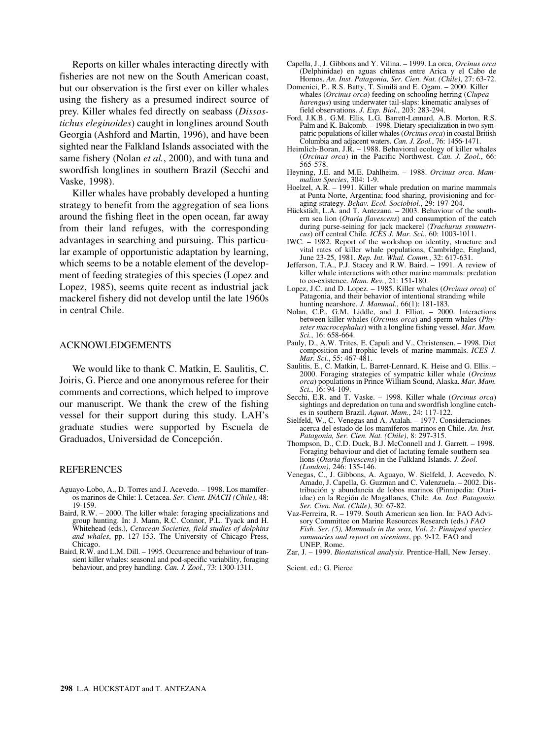Reports on killer whales interacting directly with fisheries are not new on the South American coast, but our observation is the first ever on killer whales using the fishery as a presumed indirect source of prey. Killer whales fed directly on seabass (*Dissostichus eleginoides*) caught in longlines around South Georgia (Ashford and Martin, 1996), and have been sighted near the Falkland Islands associated with the same fishery (Nolan *et al.*, 2000), and with tuna and swordfish longlines in southern Brazil (Secchi and Vaske, 1998).

Killer whales have probably developed a hunting strategy to benefit from the aggregation of sea lions around the fishing fleet in the open ocean, far away from their land refuges, with the corresponding advantages in searching and pursuing. This particular example of opportunistic adaptation by learning, which seems to be a notable element of the development of feeding strategies of this species (Lopez and Lopez, 1985), seems quite recent as industrial jack mackerel fishery did not develop until the late 1960s in central Chile.

## ACKNOWLEDGEMENTS

We would like to thank C. Matkin, E. Saulitis, C. Joiris, G. Pierce and one anonymous referee for their comments and corrections, which helped to improve our manuscript. We thank the crew of the fishing vessel for their support during this study. LAH's graduate studies were supported by Escuela de Graduados, Universidad de Concepción.

## REFERENCES

Aguayo-Lobo, A., D. Torres and J. Acevedo. – 1998. Los mamíferos marinos de Chile: I. Cetacea. *Ser. Cient. INACH (Chile)*, 48: 19-159.

Baird, R.W. – 2000. The killer whale: foraging specializations and group hunting. In: J. Mann, R.C. Connor, P.L. Tyack and H. Whitehead (eds.), *Cetacean Societies, field studies of dolphins and whales*, pp. 127-153. The University of Chicago Press, Chicago.

Baird, R.W. and L.M. Dill. – 1995. Occurrence and behaviour of transient killer whales: seasonal and pod-specific variability, foraging behaviour, and prey handling. *Can. J. Zool.*, 73: 1300-1311.

Capella, J., J. Gibbons and Y. Vilina. – 1999. La orca, *Orcinus orca* (Delphinidae) en aguas chilenas entre Arica y el Cabo de Hornos. *An. Inst. Patagonia, Ser. Cien. Nat. (Chile)*, 27: 63-72.

Domenici, P., R.S. Batty, T. Similä and E. Ogam. – 2000. Killer whales (*Orcinus orca*) feeding on schooling herring (*Clupea harengus*) using underwater tail-slaps: kinematic analyses of field observations. *J. Exp. Biol.*, 203: 283-294.

Ford, J.K.B., G.M. Ellis, L.G. Barrett-Lennard, A.B. Morton, R.S. Palm and K. Balcomb. – 1998. Dietary specialization in two sympatric populations of killer whales (*Orcinus orca*) in coastal British Columbia and adjacent waters. *Can. J. Zool.*, 76: 1456-1471.

Heimlich-Boran, J.R. – 1988. Behavioral ecology of killer whales (*Orcinus orca*) in the Pacific Northwest. *Can. J. Zool.*, 66: 565-578.

Heyning, J.E. and M.E. Dahlheim. – 1988. *Orcinus orca*. *Mammalian Species*, 304: 1-9.

Hoelzel, A.R. – 1991. Killer whale predation on marine mammals at Punta Norte, Argentina; food sharing, provisioning and foraging strategy. *Behav. Ecol. Sociobiol.*, 29: 197-204.

Hückstädt, L.A. and T. Antezana. – 2003. Behaviour of the southern sea lion (*Otaria flavescens*) and consumption of the catch during purse-seining for jack mackerel (*Trachurus symmetricus*) off central Chile. *ICES J. Mar. Sci.*, 60: 1003-1011.

IWC. – 1982. Report of the workshop on identity, structure and vital rates of killer whale populations, Cambridge, England, June 23-25, 1981. *Rep. Int. Whal. Comm.*, 32: 617-631.

Jefferson, T.A., P.J. Stacey and R.W. Baird. – 1991. A review of killer whale interactions with other marine mammals: predation to co-existence. *Mam. Rev.*, 21: 151-180.

Lopez, J.C. and D. Lopez. – 1985. Killer whales (*Orcinus orca*) of Patagonia, and their behavior of intentional stranding while hunting nearshore. *J. Mammal.*, 66(1): 181-183.

Nolan, C.P., G.M. Liddle, and J. Elliot. – 2000. Interactions between killer whales (*Orcinus orca*) and sperm whales (*Physeter macrocephalus*) with a longline fishing vessel. *Mar. Mam. Sci.*, 16: 658-664.

Pauly, D., A.W. Trites, E. Capuli and V., Christensen. – 1998. Diet composition and trophic levels of marine mammals. *ICES J. Mar. Sci.*, 55: 467-481.

Saulitis, E., C. Matkin, L. Barret-Lennard, K. Heise and G. Ellis. – 2000. Foraging strategies of sympatric killer whale (*Orcinus orca*) populations in Prince William Sound, Alaska. *Mar. Mam. Sci.*, 16: 94-109.

Secchi, E.R. and T. Vaske. – 1998. Killer whale (*Orcinus orca*) sightings and depredation on tuna and swordfish longline catches in southern Brazil. *Aquat. Mam.*, 24: 117-122.

Sielfeld, W., C. Venegas and A. Atalah. – 1977. Consideraciones acerca del estado de los mamíferos marinos en Chile. *An. Inst. Patagonia, Ser. Cien. Nat. (Chile)*, 8: 297-315.

Thompson, D., C.D. Duck, B.J. McConnell and J. Garrett. – 1998. Foraging behaviour and diet of lactating female southern sea lions (*Otaria flavescens*) in the Falkland Islands. *J. Zool. (London)*, 246: 135-146.

Venegas, C., J. Gibbons, A. Aguayo, W. Sielfeld, J. Acevedo, N. Amado, J. Capella, G. Guzman and C. Valenzuela. – 2002. Distribución y abundancia de lobos marinos (Pinnipedia: Otariidae) en la Región de Magallanes, Chile. *An. Inst. Patagonia, Ser. Cien. Nat. (Chile)*, 30: 67-82.

Vaz-Ferreira, R. – 1979. South American sea lion. In: FAO Advisory Committee on Marine Resources Research (eds.) *FAO Fish. Ser. (5), Mammals in the seas, Vol. 2: Pinniped species summaries and report on sirenians*, pp. 9-12. FAO and UNEP, Rome.

Zar, J. – 1999. *Biostatistical analysis*. Prentice-Hall, New Jersey.

Scient. ed.: G. Pierce